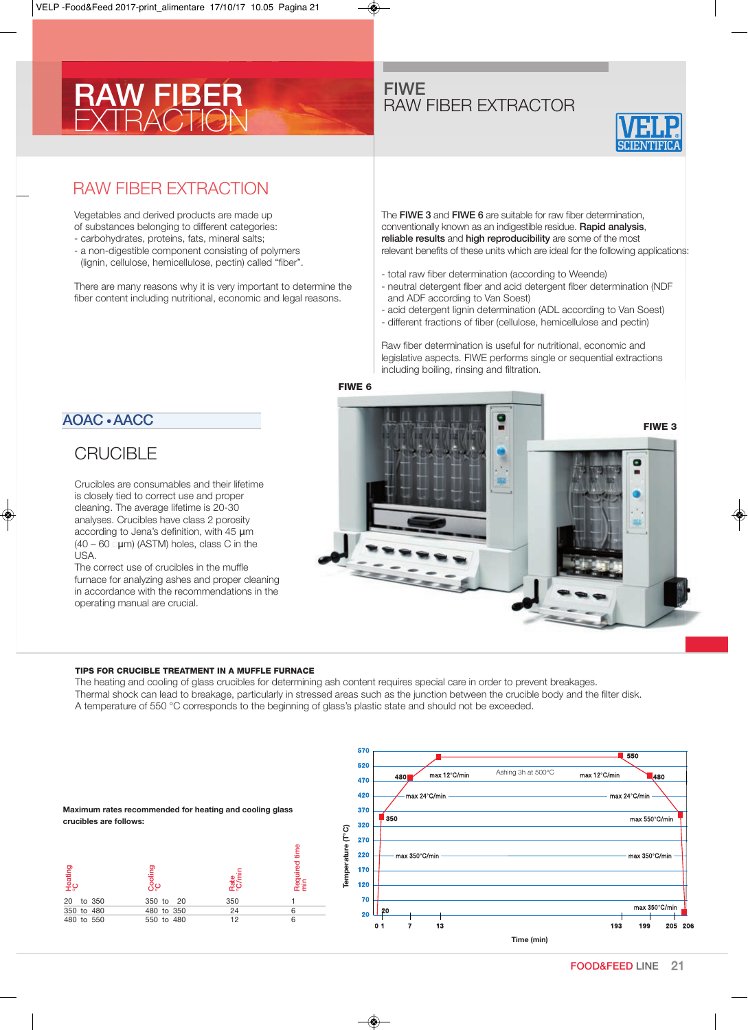# RAW FIBER EXTRACTION

## FIWE
RAW FIBER EXTRACTOR

## RAW FIBER EXTRACTION

Vegetables and derived products are made up of substances belonging to different categories:
- carbohydrates, proteins, fats, mineral salts;
- a non-digestible component consisting of polymers (lignin, cellulose, hemicellulose, pectin) called "fiber".

There are many reasons why it is very important to determine the fiber content including nutritional, economic and legal reasons.

The **FIWE 3** and **FIWE 6** are suitable for raw fiber determination, conventionally known as an indigestible residue. **Rapid analysis**, **reliable results** and **high reproducibility** are some of the most relevant benefits of these units which are ideal for the following applications:

- total raw fiber determination (according to Weende)
- neutral detergent fiber and acid detergent fiber determination (NDF and ADF according to Van Soest)
- acid detergent lignin determination (ADL according to Van Soest)
- different fractions of fiber (cellulose, hemicellulose and pectin)

Raw fiber determination is useful for nutritional, economic and legislative aspects. FIWE performs single or sequential extractions including boiling, rinsing and filtration.

FIWE 6

FIWE 3

AOAC • AACC

## CRUCIBLE

Crucibles are consumables and their lifetime is closely tied to correct use and proper cleaning. The average lifetime is 20-30 analyses. Crucibles have class 2 porosity according to Jena's definition, with 45 µm (40 – 60 µm) (ASTM) holes, class C in the USA.
The correct use of crucibles in the muffle furnace for analyzing ashes and proper cleaning in accordance with the recommendations in the operating manual are crucial.

**TIPS FOR CRUCIBLE TREATMENT IN A MUFFLE FURNACE**

The heating and cooling of glass crucibles for determining ash content requires special care in order to prevent breakages.
Thermal shock can lead to breakage, particularly in stressed areas such as the junction between the crucible body and the filter disk.
A temperature of 550 °C corresponds to the beginning of glass's plastic state and should not be exceeded.

**Maximum rates recommended for heating and cooling glass crucibles are follows:**

| Heating °C | Cooling °C | Rate °C/min | Required time min |
|---|---|---|---|
| 20 to 350 | 350 to 20 | 350 | 1 |
| 350 to 480 | 480 to 350 | 24 | 6 |
| 480 to 550 | 550 to 480 | 12 | 6 |

Temperature (T°C)
570, 520, 470, 420, 370, 320, 270, 220, 170, 120, 70, 20
Time (min)
0 1, 7, 13, 193, 199, 205, 206
20, 350, 480, 550, 480
max 12°C/min
Ashing 3h at 500°C
max 12°C/min
max 24°C/min
max 24°C/min
max 550°C/min
max 350°C/min
max 350°C/min
max 350°C/min

FOOD&FEED LINE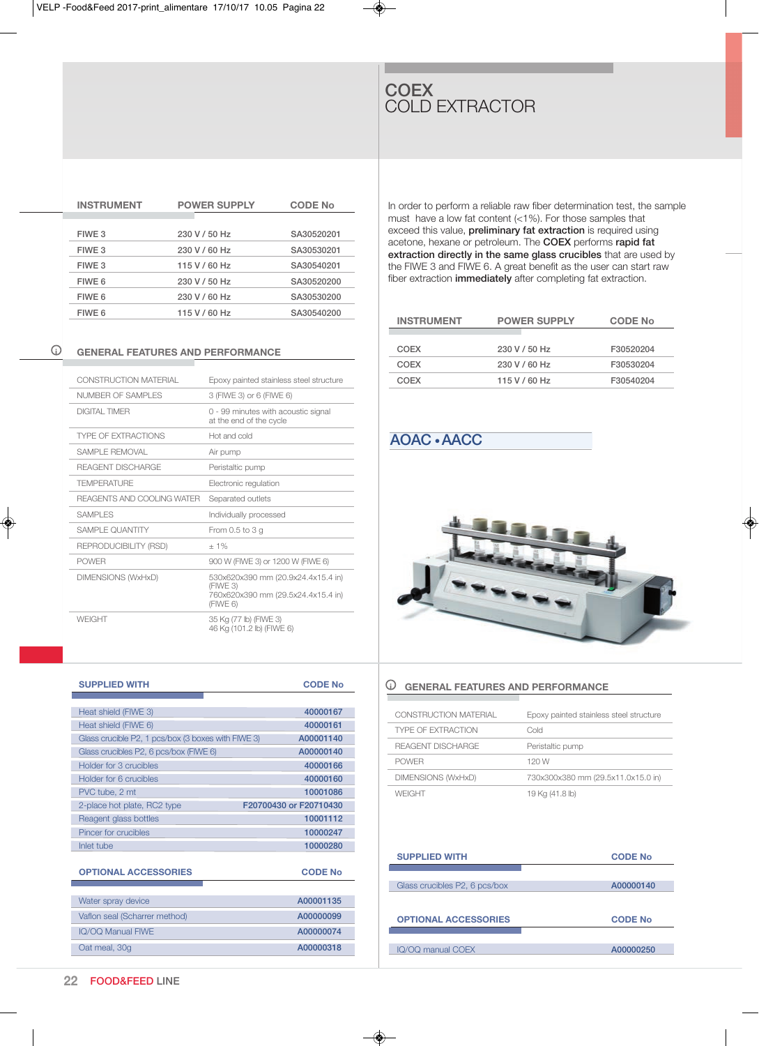| INSTRUMENT | POWER SUPPLY | CODE No |
|---|---|---|
| FIWE 3 | 230 V / 50 Hz | SA30520201 |
| FIWE 3 | 230 V / 60 Hz | SA30530201 |
| FIWE 3 | 115 V / 60 Hz | SA30540201 |
| FIWE 6 | 230 V / 50 Hz | SA30520200 |
| FIWE 6 | 230 V / 60 Hz | SA30530200 |
| FIWE 6 | 115 V / 60 Hz | SA30540200 |

## GENERAL FEATURES AND PERFORMANCE

| | |
|---|---|
| CONSTRUCTION MATERIAL | Epoxy painted stainless steel structure |
| NUMBER OF SAMPLES | 3 (FIWE 3) or 6 (FIWE 6) |
| DIGITAL TIMER | 0 - 99 minutes with acoustic signal at the end of the cycle |
| TYPE OF EXTRACTIONS | Hot and cold |
| SAMPLE REMOVAL | Air pump |
| REAGENT DISCHARGE | Peristaltic pump |
| TEMPERATURE | Electronic regulation |
| REAGENTS AND COOLING WATER | Separated outlets |
| SAMPLES | Individually processed |
| SAMPLE QUANTITY | From 0.5 to 3 g |
| REPRODUCIBILITY (RSD) | ± 1% |
| POWER | 900 W (FIWE 3) or 1200 W (FIWE 6) |
| DIMENSIONS (WxHxD) | 530x620x390 mm (20.9x24.4x15.4 in) (FIWE 3) 760x620x390 mm (29.5x24.4x15.4 in) (FIWE 6) |
| WEIGHT | 35 Kg (77 lb) (FIWE 3) 46 Kg (101.2 lb) (FIWE 6) |

| SUPPLIED WITH | CODE No |
|---|---|
| Heat shield (FIWE 3) | 40000167 |
| Heat shield (FIWE 6) | 40000161 |
| Glass crucible P2, 1 pcs/box (3 boxes with FIWE 3) | A00001140 |
| Glass crucibles P2, 6 pcs/box (FIWE 6) | A00000140 |
| Holder for 3 crucibles | 40000166 |
| Holder for 6 crucibles | 40000160 |
| PVC tube, 2 mt | 10001086 |
| 2-place hot plate, RC2 type | F20700430 or F20710430 |
| Reagent glass bottles | 10001112 |
| Pincer for crucibles | 10000247 |
| Inlet tube | 10000280 |

| OPTIONAL ACCESSORIES | CODE No |
|---|---|
| Water spray device | A00001135 |
| Vaflon seal (Scharrer method) | A00000099 |
| IQ/OQ Manual FIWE | A00000074 |
| Oat meal, 30g | A00000318 |

# COEX
# COLD EXTRACTOR

In order to perform a reliable raw fiber determination test, the sample must have a low fat content (<1%). For those samples that exceed this value, **preliminary fat extraction** is required using acetone, hexane or petroleum. The **COEX** performs **rapid fat extraction directly in the same glass crucibles** that are used by the FIWE 3 and FIWE 6. A great benefit as the user can start raw fiber extraction **immediately** after completing fat extraction.

| INSTRUMENT | POWER SUPPLY | CODE No |
|---|---|---|
| COEX | 230 V / 50 Hz | F30520204 |
| COEX | 230 V / 60 Hz | F30530204 |
| COEX | 115 V / 60 Hz | F30540204 |

AOAC • AACC

## GENERAL FEATURES AND PERFORMANCE

| | |
|---|---|
| CONSTRUCTION MATERIAL | Epoxy painted stainless steel structure |
| TYPE OF EXTRACTION | Cold |
| REAGENT DISCHARGE | Peristaltic pump |
| POWER | 120 W |
| DIMENSIONS (WxHxD) | 730x300x380 mm (29.5x11.0x15.0 in) |
| WEIGHT | 19 Kg (41.8 lb) |

| SUPPLIED WITH | CODE No |
|---|---|
| Glass crucibles P2, 6 pcs/box | A00000140 |

| OPTIONAL ACCESSORIES | CODE No |
|---|---|
| IQ/OQ manual COEX | A00000250 |